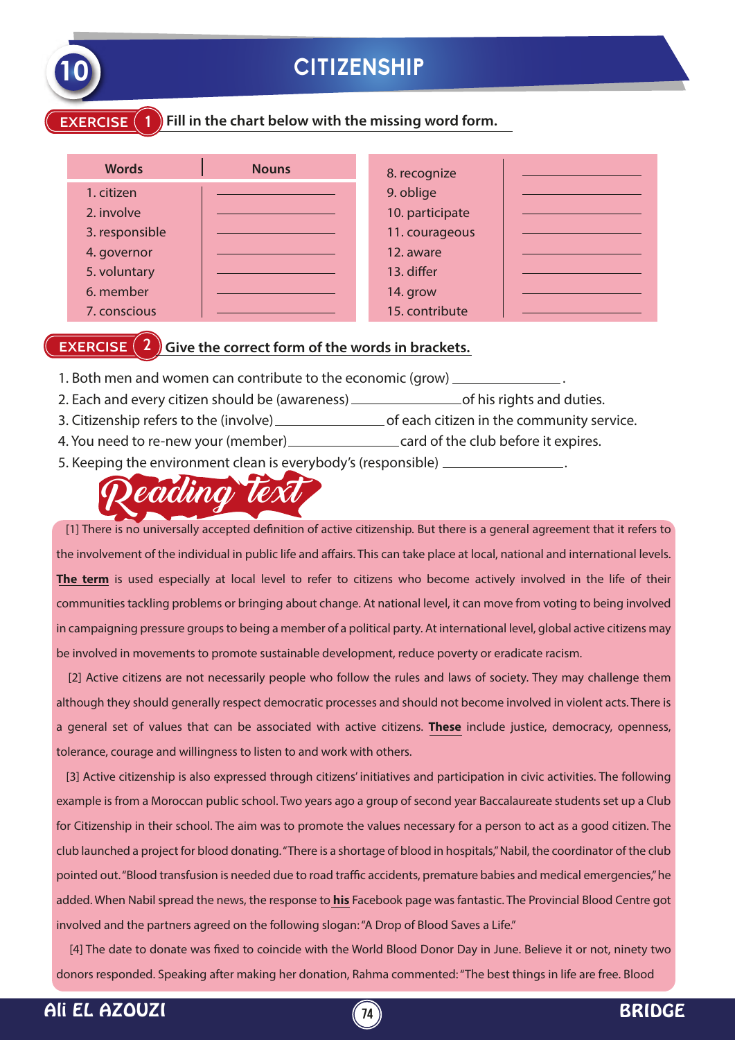# 10 CITIZENSHIP

## EXERCISE 1 Fill in the chart below with the missing word form.

| Words | Nouns |
|---|---|
| 1. citizen | ____________ |
| 2. involve | ____________ |
| 3. responsible | ____________ |
| 4. governor | ____________ |
| 5. voluntary | ____________ |
| 6. member | ____________ |
| 7. conscious | ____________ |
| 8. recognize | ____________ |
| 9. oblige | ____________ |
| 10. participate | ____________ |
| 11. courageous | ____________ |
| 12. aware | ____________ |
| 13. differ | ____________ |
| 14. grow | ____________ |
| 15. contribute | ____________ |

## EXERCISE 2 Give the correct form of the words in brackets.

1. Both men and women can contribute to the economic (grow) ______________ .
2. Each and every citizen should be (awareness) ______________ of his rights and duties.
3. Citizenship refers to the (involve) ______________ of each citizen in the community service.
4. You need to re-new your (member) ______________ card of the club before it expires.
5. Keeping the environment clean is everybody's (responsible) ______________ .

## Reading text

[1] There is no universally accepted definition of active citizenship. But there is a general agreement that it refers to the involvement of the individual in public life and affairs. This can take place at local, national and international levels. **The term** is used especially at local level to refer to citizens who become actively involved in the life of their communities tackling problems or bringing about change. At national level, it can move from voting to being involved in campaigning pressure groups to being a member of a political party. At international level, global active citizens may be involved in movements to promote sustainable development, reduce poverty or eradicate racism.

[2] Active citizens are not necessarily people who follow the rules and laws of society. They may challenge them although they should generally respect democratic processes and should not become involved in violent acts. There is a general set of values that can be associated with active citizens. **These** include justice, democracy, openness, tolerance, courage and willingness to listen to and work with others.

[3] Active citizenship is also expressed through citizens' initiatives and participation in civic activities. The following example is from a Moroccan public school. Two years ago a group of second year Baccalaureate students set up a Club for Citizenship in their school. The aim was to promote the values necessary for a person to act as a good citizen. The club launched a project for blood donating. "There is a shortage of blood in hospitals," Nabil, the coordinator of the club pointed out. "Blood transfusion is needed due to road traffic accidents, premature babies and medical emergencies," he added. When Nabil spread the news, the response to **his** Facebook page was fantastic. The Provincial Blood Centre got involved and the partners agreed on the following slogan: "A Drop of Blood Saves a Life."

[4] The date to donate was fixed to coincide with the World Blood Donor Day in June. Believe it or not, ninety two donors responded. Speaking after making her donation, Rahma commented: "The best things in life are free. Blood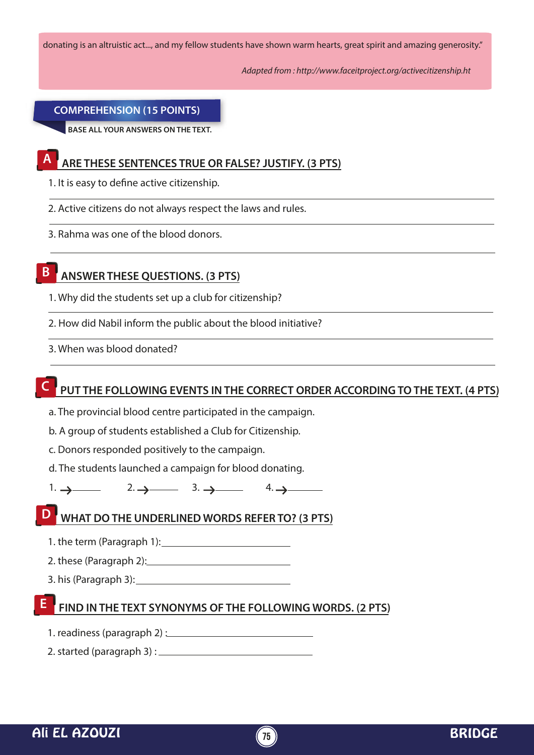donating is an altruistic act..., and my fellow students have shown warm hearts, great spirit and amazing generosity."

*Adapted from : http://www.faceitproject.org/activecitizenship.ht*

## COMPREHENSION (15 POINTS)

**BASE ALL YOUR ANSWERS ON THE TEXT.**

### A ARE THESE SENTENCES TRUE OR FALSE? JUSTIFY. (3 PTS)

1. It is easy to define active citizenship.

2. Active citizens do not always respect the laws and rules.

3. Rahma was one of the blood donors.

### B ANSWER THESE QUESTIONS. (3 PTS)

1. Why did the students set up a club for citizenship?

2. How did Nabil inform the public about the blood initiative?

3. When was blood donated?

### C PUT THE FOLLOWING EVENTS IN THE CORRECT ORDER ACCORDING TO THE TEXT. (4 PTS)

a. The provincial blood centre participated in the campaign.

b. A group of students established a Club for Citizenship.

c. Donors responded positively to the campaign.

d. The students launched a campaign for blood donating.

1. → ______ 2. → ______ 3. → ______ 4. → ______

### D WHAT DO THE UNDERLINED WORDS REFER TO? (3 PTS)

1. the term (Paragraph 1): ______________________

2. these (Paragraph 2): ______________________

3. his (Paragraph 3): ______________________

### E FIND IN THE TEXT SYNONYMS OF THE FOLLOWING WORDS. (2 PTS)

1. readiness (paragraph 2) : ______________________

2. started (paragraph 3) : ______________________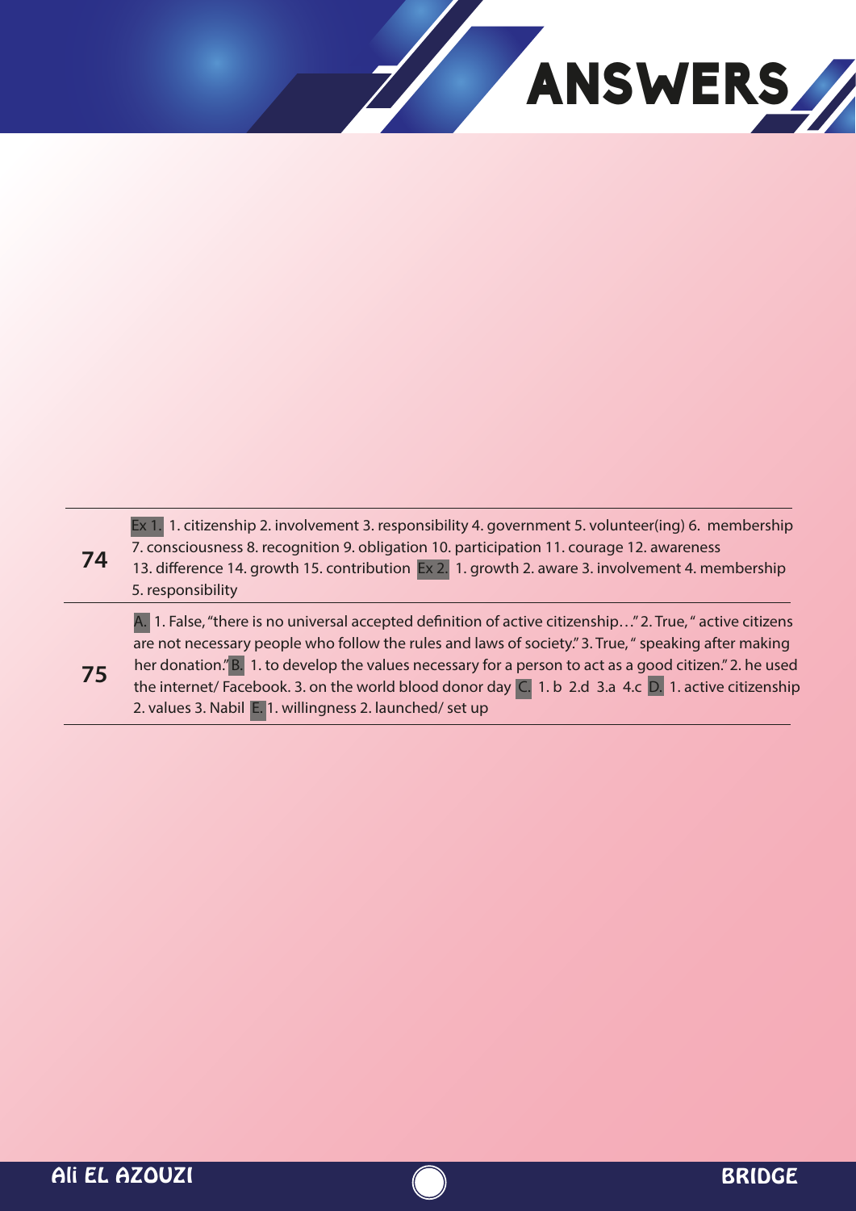# ANSWERS

| | |
|---|---|
| **74** | Ex 1. 1. citizenship 2. involvement 3. responsibility 4. government 5. volunteer(ing) 6. membership 7. consciousness 8. recognition 9. obligation 10. participation 11. courage 12. awareness 13. difference 14. growth 15. contribution Ex 2. 1. growth 2. aware 3. involvement 4. membership 5. responsibility |
| **75** | A. 1. False, "there is no universal accepted definition of active citizenship…" 2. True, " active citizens are not necessary people who follow the rules and laws of society." 3. True, " speaking after making her donation." B. 1. to develop the values necessary for a person to act as a good citizen." 2. he used the internet/ Facebook. 3. on the world blood donor day C. 1. b 2.d 3.a 4.c D. 1. active citizenship 2. values 3. Nabil E. 1. willingness 2. launched/ set up |